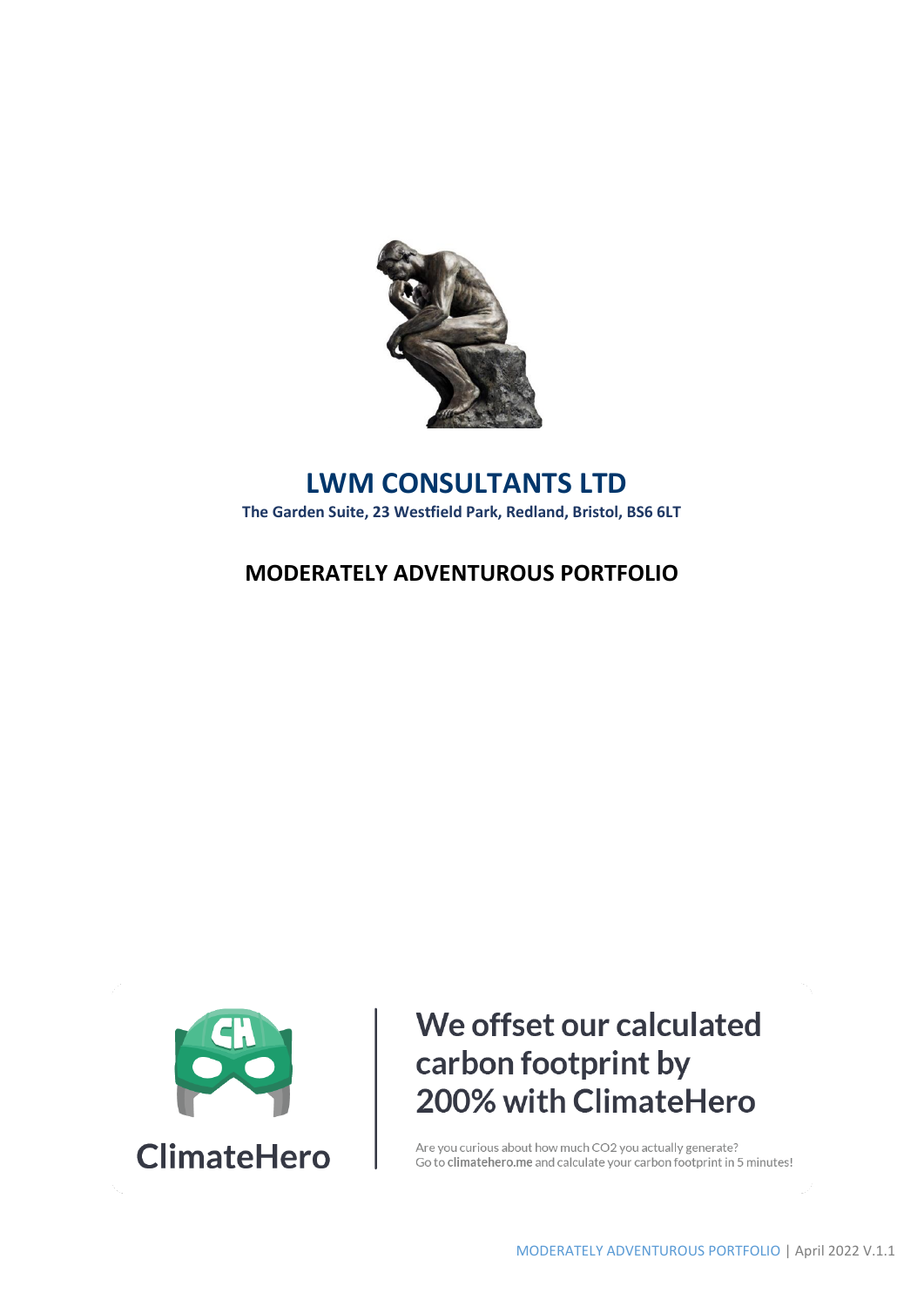# LWM CONSULTANTS LTD

**The Garden Suite, 23 Westfield Park, Redland, Bristol, BS6 6LT**

## MODERATELY ADVENTUROUS PORTFOLIO

ClimateHero

**We offset our calculated carbon footprint by 200% with ClimateHero**

Are you curious about how much CO2 you actually generate?
Go to **climatehero.me** and calculate your carbon footprint in 5 minutes!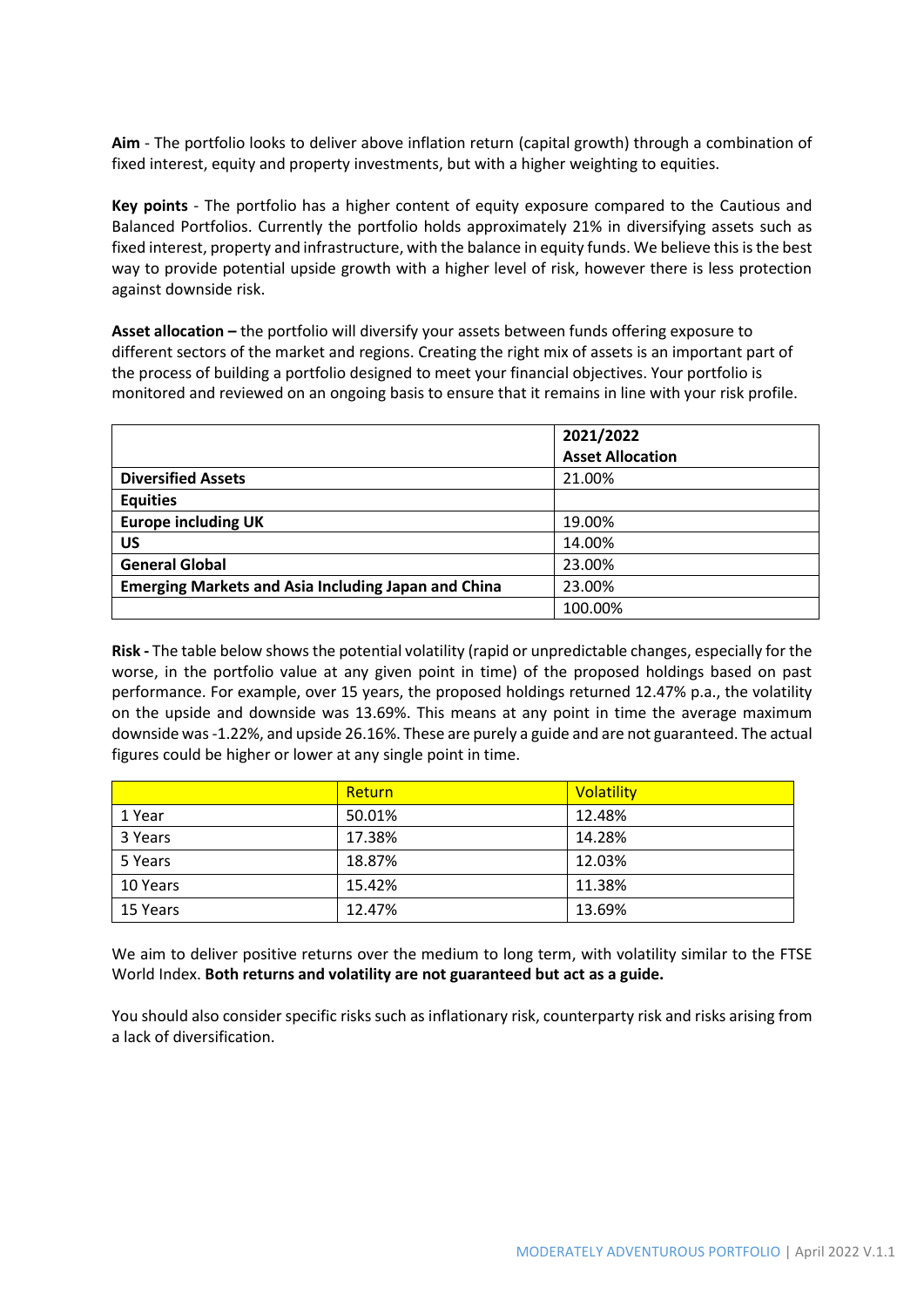**Aim** - The portfolio looks to deliver above inflation return (capital growth) through a combination of fixed interest, equity and property investments, but with a higher weighting to equities.

**Key points** - The portfolio has a higher content of equity exposure compared to the Cautious and Balanced Portfolios. Currently the portfolio holds approximately 21% in diversifying assets such as fixed interest, property and infrastructure, with the balance in equity funds. We believe this is the best way to provide potential upside growth with a higher level of risk, however there is less protection against downside risk.

**Asset allocation –** the portfolio will diversify your assets between funds offering exposure to different sectors of the market and regions. Creating the right mix of assets is an important part of the process of building a portfolio designed to meet your financial objectives. Your portfolio is monitored and reviewed on an ongoing basis to ensure that it remains in line with your risk profile.

| | **2021/2022 Asset Allocation** |
|---|---|
| **Diversified Assets** | 21.00% |
| **Equities** | |
| **Europe including UK** | 19.00% |
| **US** | 14.00% |
| **General Global** | 23.00% |
| **Emerging Markets and Asia Including Japan and China** | 23.00% |
| | 100.00% |

**Risk -** The table below shows the potential volatility (rapid or unpredictable changes, especially for the worse, in the portfolio value at any given point in time) of the proposed holdings based on past performance. For example, over 15 years, the proposed holdings returned 12.47% p.a., the volatility on the upside and downside was 13.69%. This means at any point in time the average maximum downside was -1.22%, and upside 26.16%. These are purely a guide and are not guaranteed. The actual figures could be higher or lower at any single point in time.

| | Return | Volatility |
|---|---|---|
| 1 Year | 50.01% | 12.48% |
| 3 Years | 17.38% | 14.28% |
| 5 Years | 18.87% | 12.03% |
| 10 Years | 15.42% | 11.38% |
| 15 Years | 12.47% | 13.69% |

We aim to deliver positive returns over the medium to long term, with volatility similar to the FTSE World Index. **Both returns and volatility are not guaranteed but act as a guide.**

You should also consider specific risks such as inflationary risk, counterparty risk and risks arising from a lack of diversification.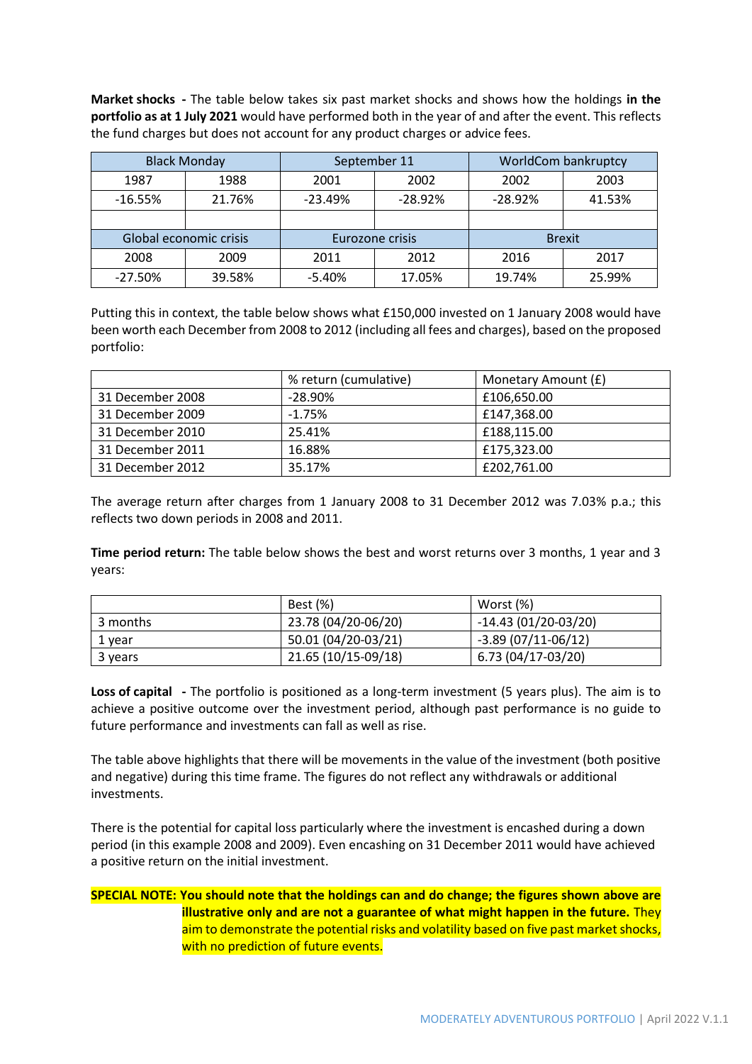**Market shocks** - The table below takes six past market shocks and shows how the holdings **in the portfolio as at 1 July 2021** would have performed both in the year of and after the event. This reflects the fund charges but does not account for any product charges or advice fees.

| Black Monday | | September 11 | | WorldCom bankruptcy | |
|---|---|---|---|---|---|
| 1987 | 1988 | 2001 | 2002 | 2002 | 2003 |
| -16.55% | 21.76% | -23.49% | -28.92% | -28.92% | 41.53% |
| | | | | | |
| Global economic crisis | | Eurozone crisis | | Brexit | |
| 2008 | 2009 | 2011 | 2012 | 2016 | 2017 |
| -27.50% | 39.58% | -5.40% | 17.05% | 19.74% | 25.99% |

Putting this in context, the table below shows what £150,000 invested on 1 January 2008 would have been worth each December from 2008 to 2012 (including all fees and charges), based on the proposed portfolio:

| | % return (cumulative) | Monetary Amount (£) |
|---|---|---|
| 31 December 2008 | -28.90% | £106,650.00 |
| 31 December 2009 | -1.75% | £147,368.00 |
| 31 December 2010 | 25.41% | £188,115.00 |
| 31 December 2011 | 16.88% | £175,323.00 |
| 31 December 2012 | 35.17% | £202,761.00 |

The average return after charges from 1 January 2008 to 31 December 2012 was 7.03% p.a.; this reflects two down periods in 2008 and 2011.

**Time period return:** The table below shows the best and worst returns over 3 months, 1 year and 3 years:

| | Best (%) | Worst (%) |
|---|---|---|
| 3 months | 23.78 (04/20-06/20) | -14.43 (01/20-03/20) |
| 1 year | 50.01 (04/20-03/21) | -3.89 (07/11-06/12) |
| 3 years | 21.65 (10/15-09/18) | 6.73 (04/17-03/20) |

**Loss of capital** - The portfolio is positioned as a long-term investment (5 years plus). The aim is to achieve a positive outcome over the investment period, although past performance is no guide to future performance and investments can fall as well as rise.

The table above highlights that there will be movements in the value of the investment (both positive and negative) during this time frame. The figures do not reflect any withdrawals or additional investments.

There is the potential for capital loss particularly where the investment is encashed during a down period (in this example 2008 and 2009). Even encashing on 31 December 2011 would have achieved a positive return on the initial investment.

**SPECIAL NOTE: You should note that the holdings can and do change; the figures shown above are illustrative only and are not a guarantee of what might happen in the future.** They aim to demonstrate the potential risks and volatility based on five past market shocks, with no prediction of future events.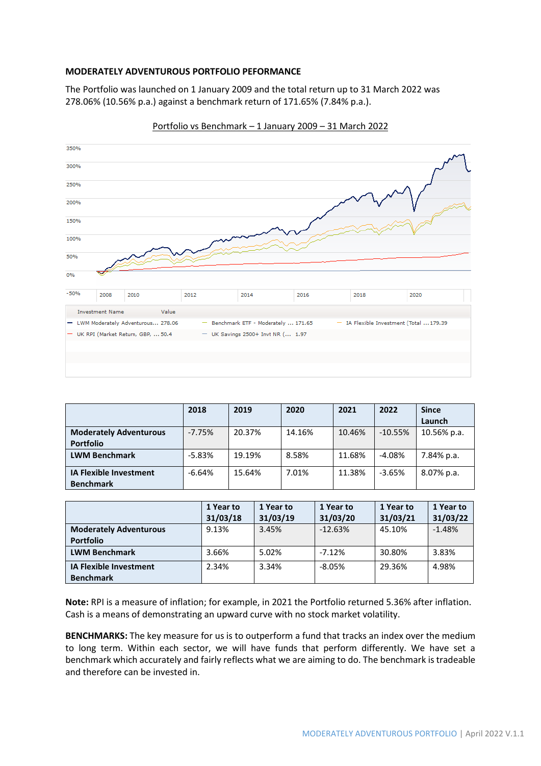**MODERATELY ADVENTUROUS PORTFOLIO PEFORMANCE**

The Portfolio was launched on 1 January 2009 and the total return up to 31 March 2022 was 278.06% (10.56% p.a.) against a benchmark return of 171.65% (7.84% p.a.).

Portfolio vs Benchmark – 1 January 2009 – 31 March 2022

| Investment Name | Value | | | | |
|---|---|---|---|---|---|
| LWM Moderately Adventurous... | 278.06 | Benchmark ETF - Moderately ... | 171.65 | IA Flexible Investment (Total ... | 179.39 |
| UK RPI (Market Return, GBP, ... | 50.4 | UK Savings 2500+ Invt NR (... | 1.97 | | |

| | 2018 | 2019 | 2020 | 2021 | 2022 | Since Launch |
|---|---|---|---|---|---|---|
| **Moderately Adventurous Portfolio** | -7.75% | 20.37% | 14.16% | 10.46% | -10.55% | 10.56% p.a. |
| **LWM Benchmark** | -5.83% | 19.19% | 8.58% | 11.68% | -4.08% | 7.84% p.a. |
| **IA Flexible Investment Benchmark** | -6.64% | 15.64% | 7.01% | 11.38% | -3.65% | 8.07% p.a. |

| | 1 Year to 31/03/18 | 1 Year to 31/03/19 | 1 Year to 31/03/20 | 1 Year to 31/03/21 | 1 Year to 31/03/22 |
|---|---|---|---|---|---|
| **Moderately Adventurous Portfolio** | 9.13% | 3.45% | -12.63% | 45.10% | -1.48% |
| **LWM Benchmark** | 3.66% | 5.02% | -7.12% | 30.80% | 3.83% |
| **IA Flexible Investment Benchmark** | 2.34% | 3.34% | -8.05% | 29.36% | 4.98% |

**Note:** RPI is a measure of inflation; for example, in 2021 the Portfolio returned 5.36% after inflation. Cash is a means of demonstrating an upward curve with no stock market volatility.

**BENCHMARKS:** The key measure for us is to outperform a fund that tracks an index over the medium to long term. Within each sector, we will have funds that perform differently. We have set a benchmark which accurately and fairly reflects what we are aiming to do. The benchmark is tradeable and therefore can be invested in.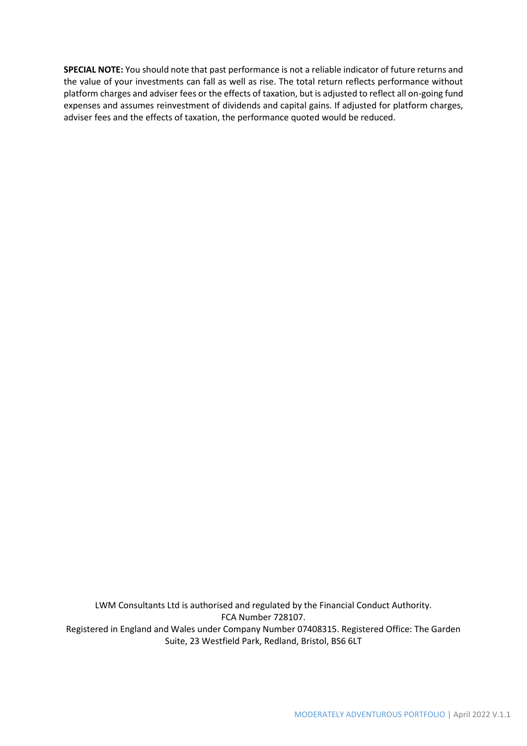**SPECIAL NOTE:** You should note that past performance is not a reliable indicator of future returns and the value of your investments can fall as well as rise. The total return reflects performance without platform charges and adviser fees or the effects of taxation, but is adjusted to reflect all on-going fund expenses and assumes reinvestment of dividends and capital gains. If adjusted for platform charges, adviser fees and the effects of taxation, the performance quoted would be reduced.

LWM Consultants Ltd is authorised and regulated by the Financial Conduct Authority.
FCA Number 728107.
Registered in England and Wales under Company Number 07408315. Registered Office: The Garden Suite, 23 Westfield Park, Redland, Bristol, BS6 6LT